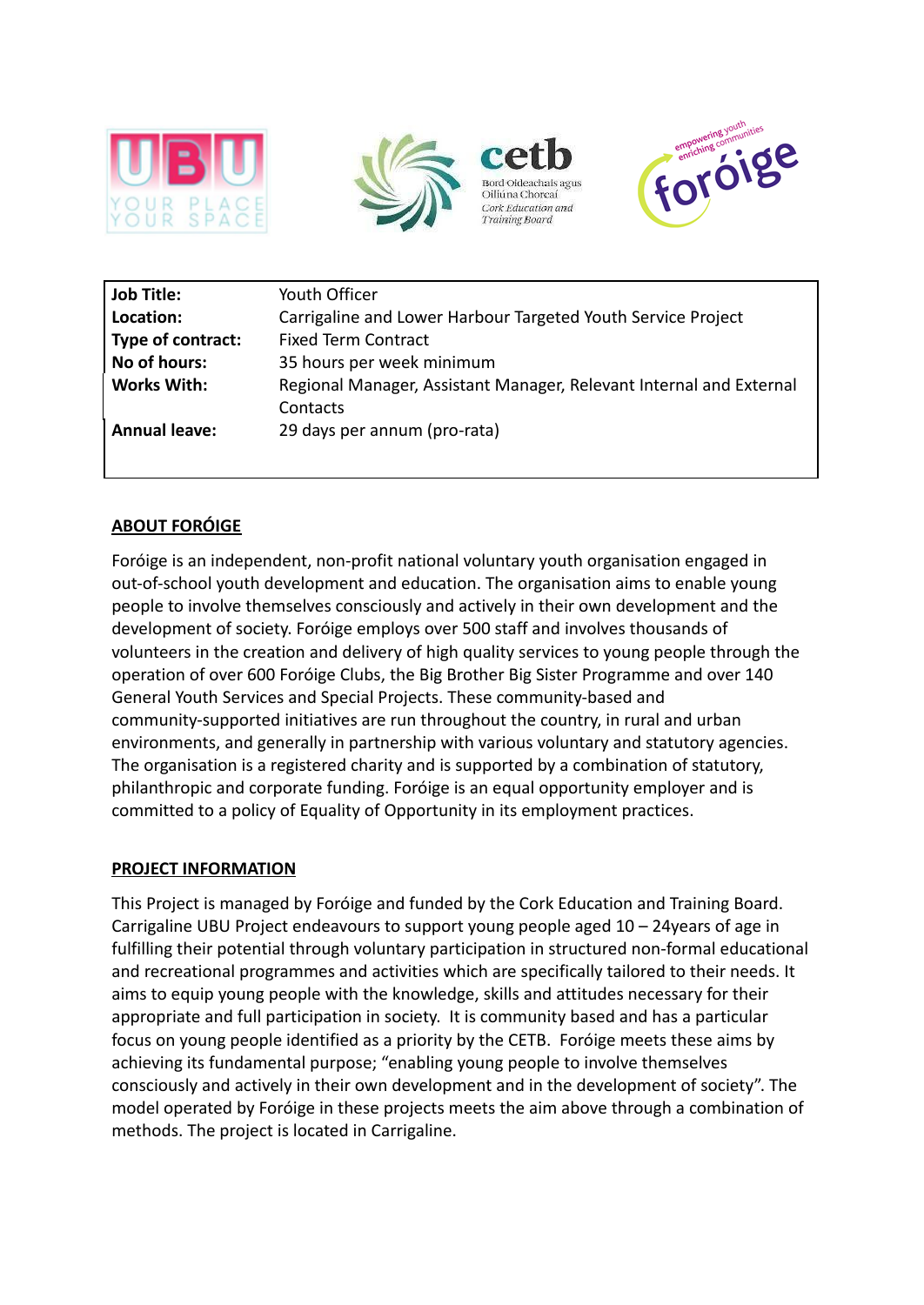| | |
|---|---|
| **Job Title:** | Youth Officer |
| **Location:** | Carrigaline and Lower Harbour Targeted Youth Service Project |
| **Type of contract:** | Fixed Term Contract |
| **No of hours:** | 35 hours per week minimum |
| **Works With:** | Regional Manager, Assistant Manager, Relevant Internal and External Contacts |
| **Annual leave:** | 29 days per annum (pro-rata) |

## ABOUT FORÓIGE

Foróige is an independent, non-profit national voluntary youth organisation engaged in out-of-school youth development and education. The organisation aims to enable young people to involve themselves consciously and actively in their own development and the development of society. Foróige employs over 500 staff and involves thousands of volunteers in the creation and delivery of high quality services to young people through the operation of over 600 Foróige Clubs, the Big Brother Big Sister Programme and over 140 General Youth Services and Special Projects. These community-based and community-supported initiatives are run throughout the country, in rural and urban environments, and generally in partnership with various voluntary and statutory agencies. The organisation is a registered charity and is supported by a combination of statutory, philanthropic and corporate funding. Foróige is an equal opportunity employer and is committed to a policy of Equality of Opportunity in its employment practices.

## PROJECT INFORMATION

This Project is managed by Foróige and funded by the Cork Education and Training Board. Carrigaline UBU Project endeavours to support young people aged 10 – 24years of age in fulfilling their potential through voluntary participation in structured non-formal educational and recreational programmes and activities which are specifically tailored to their needs. It aims to equip young people with the knowledge, skills and attitudes necessary for their appropriate and full participation in society. It is community based and has a particular focus on young people identified as a priority by the CETB. Foróige meets these aims by achieving its fundamental purpose; "enabling young people to involve themselves consciously and actively in their own development and in the development of society". The model operated by Foróige in these projects meets the aim above through a combination of methods. The project is located in Carrigaline.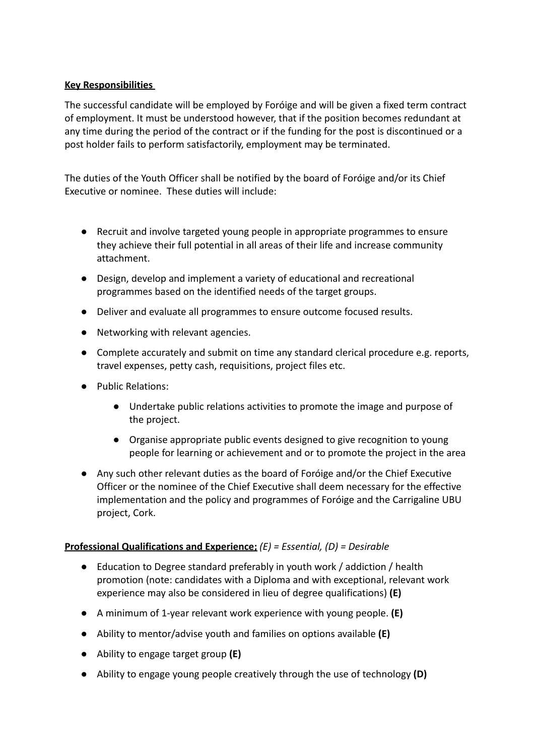**Key Responsibilities**

The successful candidate will be employed by Foróige and will be given a fixed term contract of employment. It must be understood however, that if the position becomes redundant at any time during the period of the contract or if the funding for the post is discontinued or a post holder fails to perform satisfactorily, employment may be terminated.

The duties of the Youth Officer shall be notified by the board of Foróige and/or its Chief Executive or nominee. These duties will include:

- Recruit and involve targeted young people in appropriate programmes to ensure they achieve their full potential in all areas of their life and increase community attachment.
- Design, develop and implement a variety of educational and recreational programmes based on the identified needs of the target groups.
- Deliver and evaluate all programmes to ensure outcome focused results.
- Networking with relevant agencies.
- Complete accurately and submit on time any standard clerical procedure e.g. reports, travel expenses, petty cash, requisitions, project files etc.
- Public Relations:
    - Undertake public relations activities to promote the image and purpose of the project.
    - Organise appropriate public events designed to give recognition to young people for learning or achievement and or to promote the project in the area
- Any such other relevant duties as the board of Foróige and/or the Chief Executive Officer or the nominee of the Chief Executive shall deem necessary for the effective implementation and the policy and programmes of Foróige and the Carrigaline UBU project, Cork.

**Professional Qualifications and Experience;** *(E) = Essential, (D) = Desirable*

- Education to Degree standard preferably in youth work / addiction / health promotion (note: candidates with a Diploma and with exceptional, relevant work experience may also be considered in lieu of degree qualifications) **(E)**
- A minimum of 1-year relevant work experience with young people. **(E)**
- Ability to mentor/advise youth and families on options available **(E)**
- Ability to engage target group **(E)**
- Ability to engage young people creatively through the use of technology **(D)**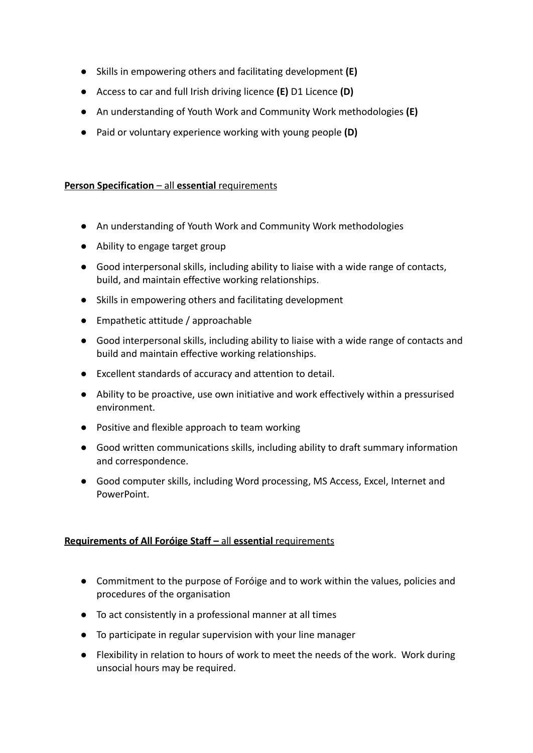- Skills in empowering others and facilitating development **(E)**
- Access to car and full Irish driving licence **(E)** D1 Licence **(D)**
- An understanding of Youth Work and Community Work methodologies **(E)**
- Paid or voluntary experience working with young people **(D)**

**Person Specification** – all **essential** requirements

- An understanding of Youth Work and Community Work methodologies
- Ability to engage target group
- Good interpersonal skills, including ability to liaise with a wide range of contacts, build, and maintain effective working relationships.
- Skills in empowering others and facilitating development
- Empathetic attitude / approachable
- Good interpersonal skills, including ability to liaise with a wide range of contacts and build and maintain effective working relationships.
- Excellent standards of accuracy and attention to detail.
- Ability to be proactive, use own initiative and work effectively within a pressurised environment.
- Positive and flexible approach to team working
- Good written communications skills, including ability to draft summary information and correspondence.
- Good computer skills, including Word processing, MS Access, Excel, Internet and PowerPoint.

**Requirements of All Foróige Staff –** all **essential** requirements

- Commitment to the purpose of Foróige and to work within the values, policies and procedures of the organisation
- To act consistently in a professional manner at all times
- To participate in regular supervision with your line manager
- Flexibility in relation to hours of work to meet the needs of the work. Work during unsocial hours may be required.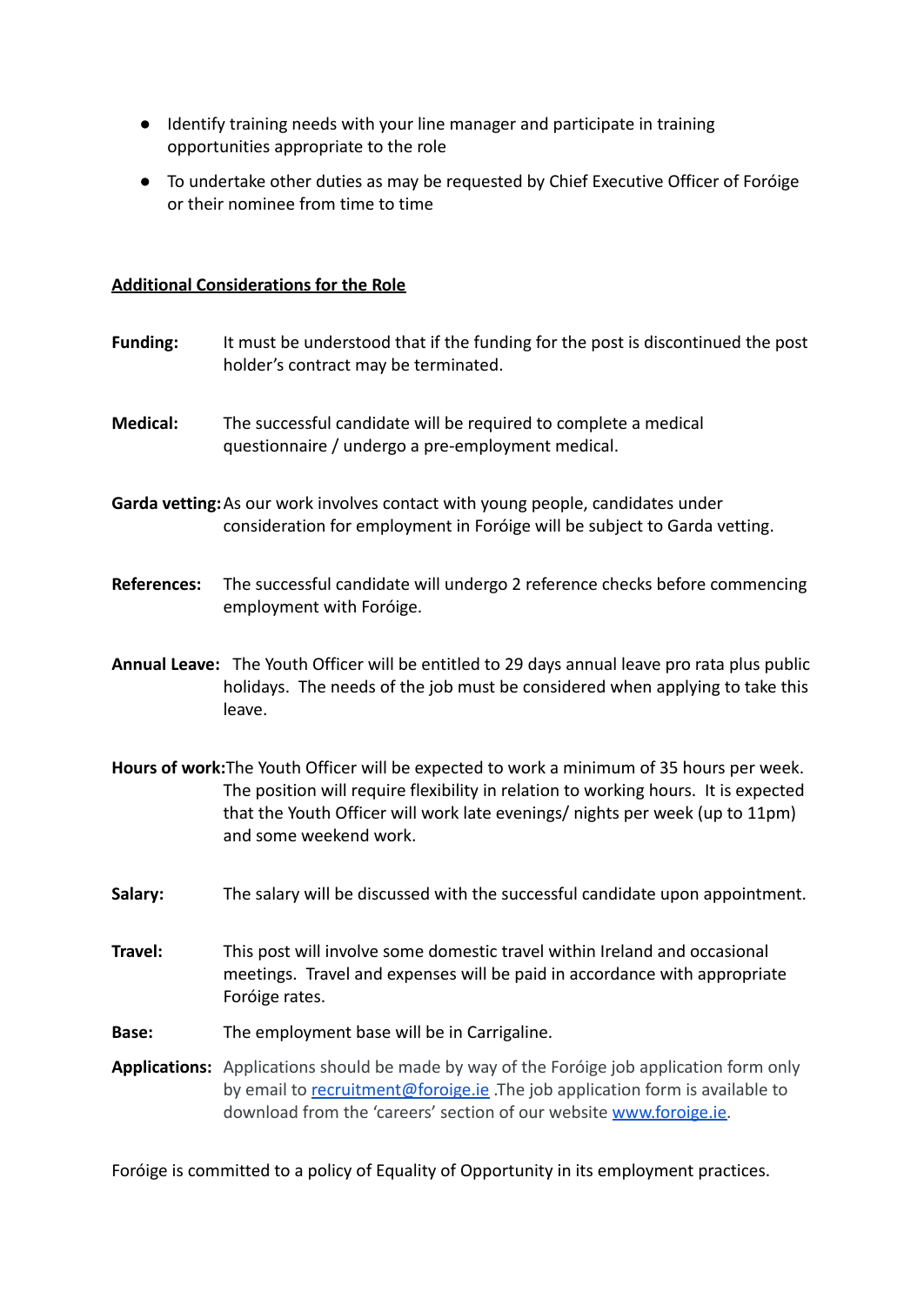- Identify training needs with your line manager and participate in training opportunities appropriate to the role
- To undertake other duties as may be requested by Chief Executive Officer of Foróige or their nominee from time to time

## Additional Considerations for the Role

**Funding:** It must be understood that if the funding for the post is discontinued the post holder's contract may be terminated.

**Medical:** The successful candidate will be required to complete a medical questionnaire / undergo a pre-employment medical.

**Garda vetting:** As our work involves contact with young people, candidates under consideration for employment in Foróige will be subject to Garda vetting.

**References:** The successful candidate will undergo 2 reference checks before commencing employment with Foróige.

**Annual Leave:** The Youth Officer will be entitled to 29 days annual leave pro rata plus public holidays. The needs of the job must be considered when applying to take this leave.

**Hours of work:** The Youth Officer will be expected to work a minimum of 35 hours per week. The position will require flexibility in relation to working hours. It is expected that the Youth Officer will work late evenings/ nights per week (up to 11pm) and some weekend work.

**Salary:** The salary will be discussed with the successful candidate upon appointment.

**Travel:** This post will involve some domestic travel within Ireland and occasional meetings. Travel and expenses will be paid in accordance with appropriate Foróige rates.

**Base:** The employment base will be in Carrigaline.

**Applications:** Applications should be made by way of the Foróige job application form only by email to [recruitment@foroige.ie](mailto:recruitment@foroige.ie) .The job application form is available to download from the 'careers' section of our website [www.foroige.ie](http://www.foroige.ie).

Foróige is committed to a policy of Equality of Opportunity in its employment practices.